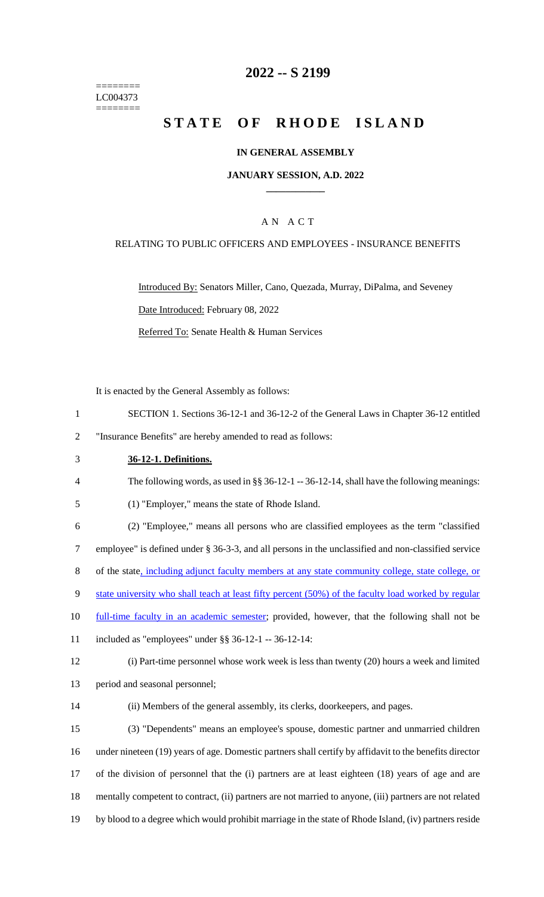========
LC004373
========

# 2022 -- S 2199

# STATE OF RHODE ISLAND

### IN GENERAL ASSEMBLY

### JANUARY SESSION, A.D. 2022

### A N A C T

### RELATING TO PUBLIC OFFICERS AND EMPLOYEES - INSURANCE BENEFITS

Introduced By: Senators Miller, Cano, Quezada, Murray, DiPalma, and Seveney

Date Introduced: February 08, 2022

Referred To: Senate Health & Human Services

It is enacted by the General Assembly as follows:

1 SECTION 1. Sections 36-12-1 and 36-12-2 of the General Laws in Chapter 36-12 entitled
2 "Insurance Benefits" are hereby amended to read as follows:

3 **36-12-1. Definitions.**

4 The following words, as used in §§ 36-12-1 -- 36-12-14, shall have the following meanings:

5 (1) "Employer," means the state of Rhode Island.

6 (2) "Employee," means all persons who are classified employees as the term "classified
7 employee" is defined under § 36-3-3, and all persons in the unclassified and non-classified service
8 of the state, including adjunct faculty members at any state community college, state college, or
9 state university who shall teach at least fifty percent (50%) of the faculty load worked by regular
10 full-time faculty in an academic semester; provided, however, that the following shall not be
11 included as "employees" under §§ 36-12-1 -- 36-12-14:

12 (i) Part-time personnel whose work week is less than twenty (20) hours a week and limited
13 period and seasonal personnel;

14 (ii) Members of the general assembly, its clerks, doorkeepers, and pages.

15 (3) "Dependents" means an employee's spouse, domestic partner and unmarried children
16 under nineteen (19) years of age. Domestic partners shall certify by affidavit to the benefits director
17 of the division of personnel that the (i) partners are at least eighteen (18) years of age and are
18 mentally competent to contract, (ii) partners are not married to anyone, (iii) partners are not related
19 by blood to a degree which would prohibit marriage in the state of Rhode Island, (iv) partners reside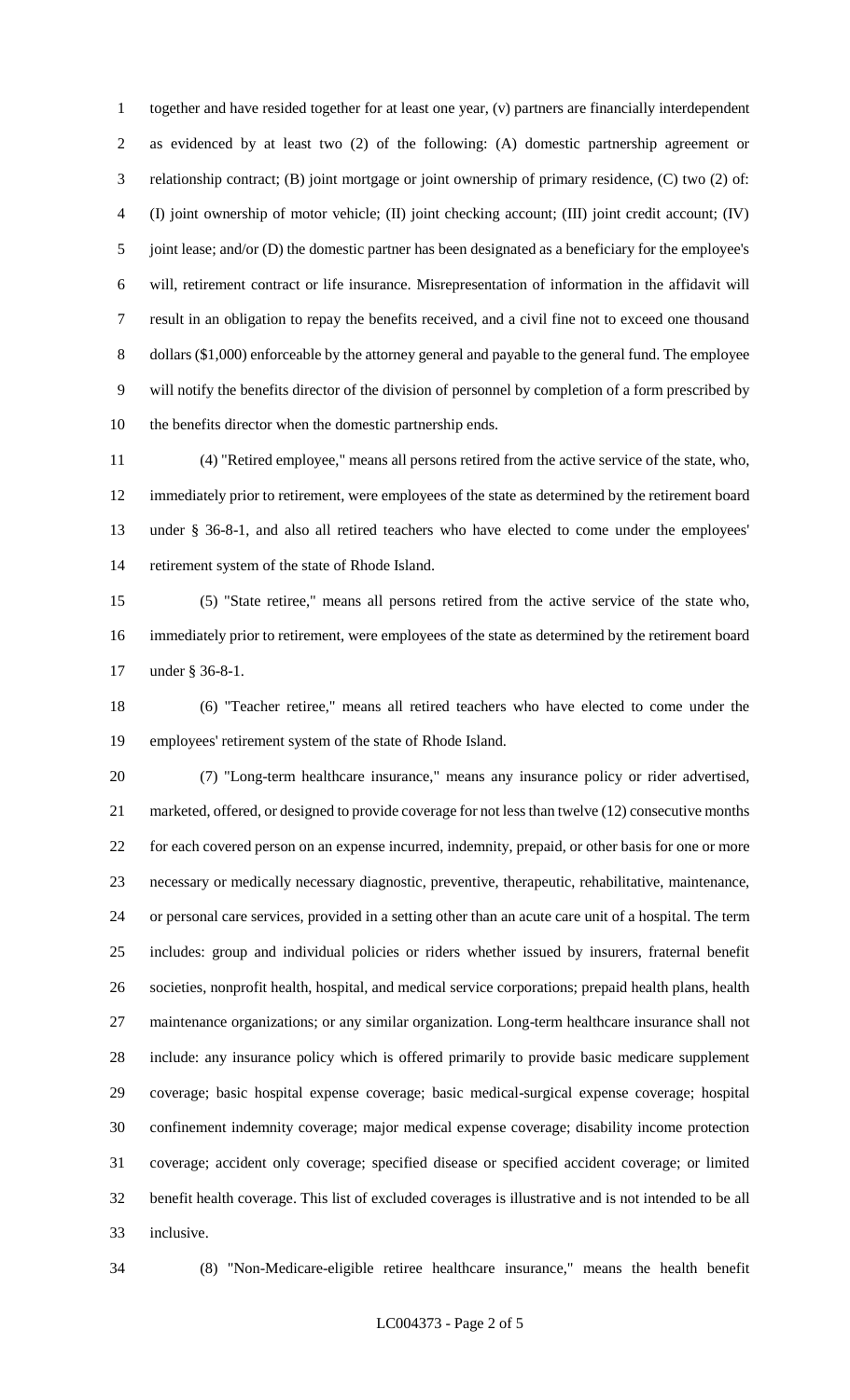together and have resided together for at least one year, (v) partners are financially interdependent as evidenced by at least two (2) of the following: (A) domestic partnership agreement or relationship contract; (B) joint mortgage or joint ownership of primary residence, (C) two (2) of: (I) joint ownership of motor vehicle; (II) joint checking account; (III) joint credit account; (IV) joint lease; and/or (D) the domestic partner has been designated as a beneficiary for the employee's will, retirement contract or life insurance. Misrepresentation of information in the affidavit will result in an obligation to repay the benefits received, and a civil fine not to exceed one thousand dollars ($1,000) enforceable by the attorney general and payable to the general fund. The employee will notify the benefits director of the division of personnel by completion of a form prescribed by the benefits director when the domestic partnership ends.

(4) "Retired employee," means all persons retired from the active service of the state, who, immediately prior to retirement, were employees of the state as determined by the retirement board under § 36-8-1, and also all retired teachers who have elected to come under the employees' retirement system of the state of Rhode Island.

(5) "State retiree," means all persons retired from the active service of the state who, immediately prior to retirement, were employees of the state as determined by the retirement board under § 36-8-1.

(6) "Teacher retiree," means all retired teachers who have elected to come under the employees' retirement system of the state of Rhode Island.

(7) "Long-term healthcare insurance," means any insurance policy or rider advertised, marketed, offered, or designed to provide coverage for not less than twelve (12) consecutive months for each covered person on an expense incurred, indemnity, prepaid, or other basis for one or more necessary or medically necessary diagnostic, preventive, therapeutic, rehabilitative, maintenance, or personal care services, provided in a setting other than an acute care unit of a hospital. The term includes: group and individual policies or riders whether issued by insurers, fraternal benefit societies, nonprofit health, hospital, and medical service corporations; prepaid health plans, health maintenance organizations; or any similar organization. Long-term healthcare insurance shall not include: any insurance policy which is offered primarily to provide basic medicare supplement coverage; basic hospital expense coverage; basic medical-surgical expense coverage; hospital confinement indemnity coverage; major medical expense coverage; disability income protection coverage; accident only coverage; specified disease or specified accident coverage; or limited benefit health coverage. This list of excluded coverages is illustrative and is not intended to be all inclusive.

(8) "Non-Medicare-eligible retiree healthcare insurance," means the health benefit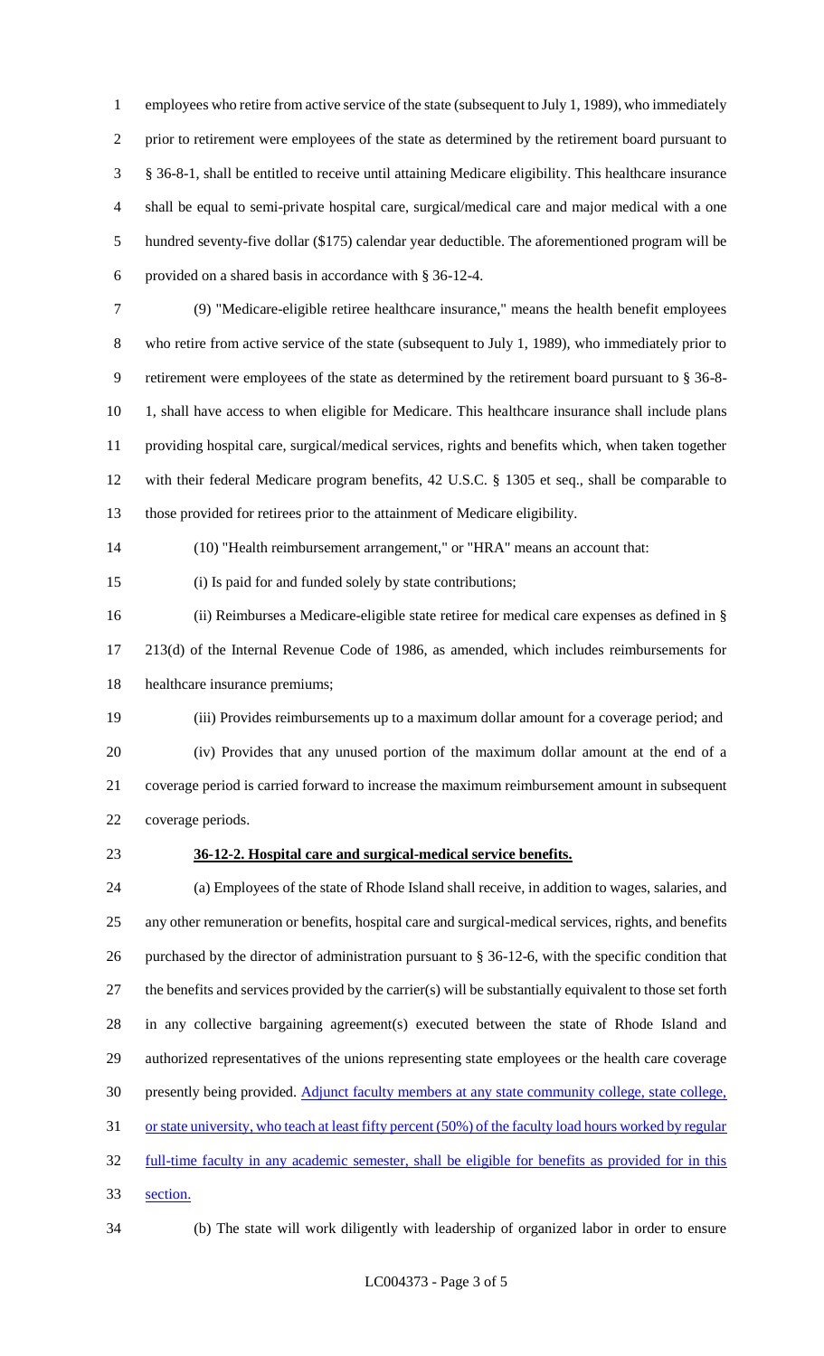employees who retire from active service of the state (subsequent to July 1, 1989), who immediately prior to retirement were employees of the state as determined by the retirement board pursuant to § 36-8-1, shall be entitled to receive until attaining Medicare eligibility. This healthcare insurance shall be equal to semi-private hospital care, surgical/medical care and major medical with a one hundred seventy-five dollar ($175) calendar year deductible. The aforementioned program will be provided on a shared basis in accordance with § 36-12-4.

(9) "Medicare-eligible retiree healthcare insurance," means the health benefit employees who retire from active service of the state (subsequent to July 1, 1989), who immediately prior to retirement were employees of the state as determined by the retirement board pursuant to § 36-8-1, shall have access to when eligible for Medicare. This healthcare insurance shall include plans providing hospital care, surgical/medical services, rights and benefits which, when taken together with their federal Medicare program benefits, 42 U.S.C. § 1305 et seq., shall be comparable to those provided for retirees prior to the attainment of Medicare eligibility.

(10) "Health reimbursement arrangement," or "HRA" means an account that:

(i) Is paid for and funded solely by state contributions;

(ii) Reimburses a Medicare-eligible state retiree for medical care expenses as defined in § 213(d) of the Internal Revenue Code of 1986, as amended, which includes reimbursements for healthcare insurance premiums;

(iii) Provides reimbursements up to a maximum dollar amount for a coverage period; and

(iv) Provides that any unused portion of the maximum dollar amount at the end of a coverage period is carried forward to increase the maximum reimbursement amount in subsequent coverage periods.

**36-12-2. Hospital care and surgical-medical service benefits.**

(a) Employees of the state of Rhode Island shall receive, in addition to wages, salaries, and any other remuneration or benefits, hospital care and surgical-medical services, rights, and benefits purchased by the director of administration pursuant to § 36-12-6, with the specific condition that the benefits and services provided by the carrier(s) will be substantially equivalent to those set forth in any collective bargaining agreement(s) executed between the state of Rhode Island and authorized representatives of the unions representing state employees or the health care coverage presently being provided. Adjunct faculty members at any state community college, state college, or state university, who teach at least fifty percent (50%) of the faculty load hours worked by regular full-time faculty in any academic semester, shall be eligible for benefits as provided for in this section.

(b) The state will work diligently with leadership of organized labor in order to ensure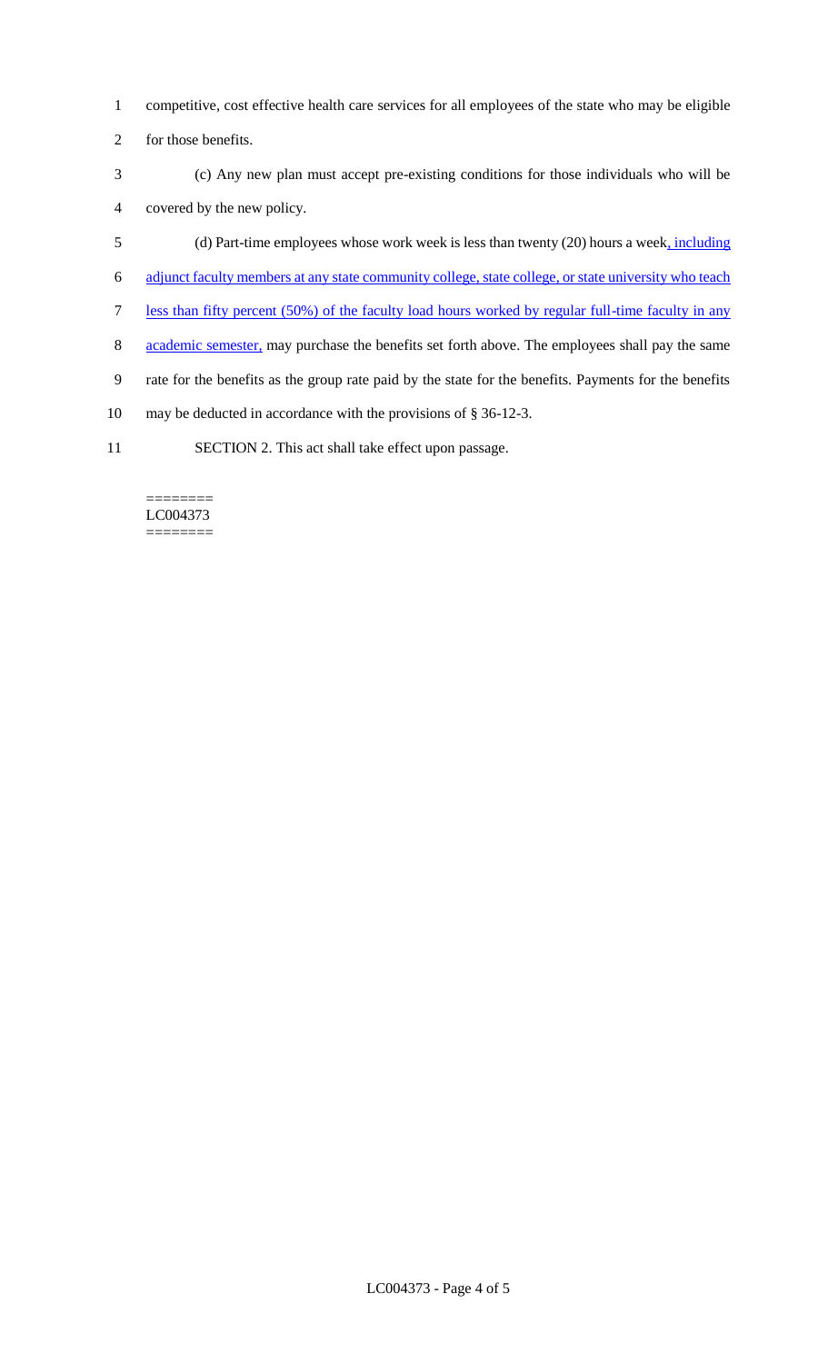competitive, cost effective health care services for all employees of the state who may be eligible for those benefits.

(c) Any new plan must accept pre-existing conditions for those individuals who will be covered by the new policy.

(d) Part-time employees whose work week is less than twenty (20) hours a week, including adjunct faculty members at any state community college, state college, or state university who teach less than fifty percent (50%) of the faculty load hours worked by regular full-time faculty in any academic semester, may purchase the benefits set forth above. The employees shall pay the same rate for the benefits as the group rate paid by the state for the benefits. Payments for the benefits may be deducted in accordance with the provisions of § 36-12-3.

SECTION 2. This act shall take effect upon passage.

========
LC004373
========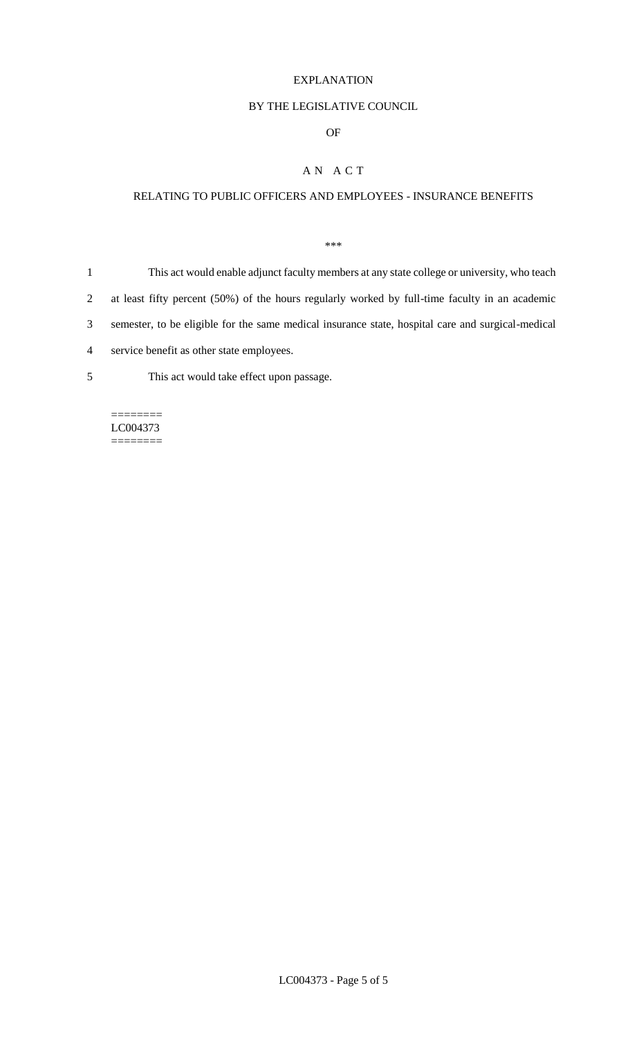EXPLANATION

BY THE LEGISLATIVE COUNCIL

OF

A N A C T

RELATING TO PUBLIC OFFICERS AND EMPLOYEES - INSURANCE BENEFITS

\*\*\*

1 This act would enable adjunct faculty members at any state college or university, who teach
2 at least fifty percent (50%) of the hours regularly worked by full-time faculty in an academic
3 semester, to be eligible for the same medical insurance state, hospital care and surgical-medical
4 service benefit as other state employees.

5 This act would take effect upon passage.

========
LC004373
========